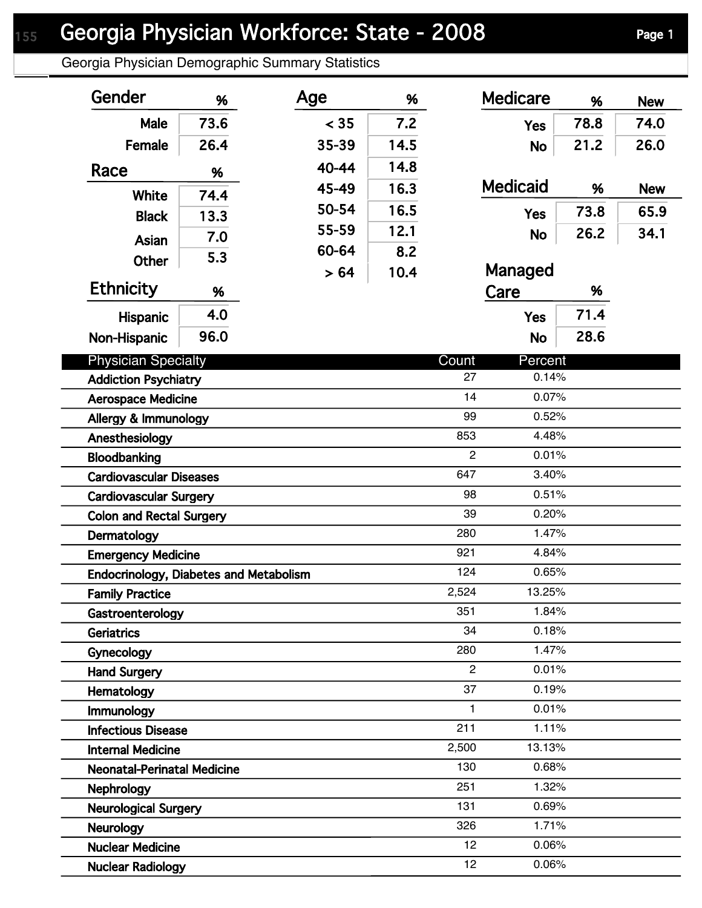# Georgia Physician Workforce: State - 2008

## Georgia Physician Demographic Summary Statistics

| Gender | % |
|---|---|
| Male | 73.6 |
| Female | 26.4 |

| Race | % |
|---|---|
| White | 74.4 |
| Black | 13.3 |
| Asian | 7.0 |
| Other | 5.3 |

| Ethnicity | % |
|---|---|
| Hispanic | 4.0 |
| Non-Hispanic | 96.0 |

| Age | % |
|---|---|
| < 35 | 7.2 |
| 35-39 | 14.5 |
| 40-44 | 14.8 |
| 45-49 | 16.3 |
| 50-54 | 16.5 |
| 55-59 | 12.1 |
| 60-64 | 8.2 |
| > 64 | 10.4 |

| Medicare | % | New |
|---|---|---|
| Yes | 78.8 | 74.0 |
| No | 21.2 | 26.0 |

| Medicaid | % | New |
|---|---|---|
| Yes | 73.8 | 65.9 |
| No | 26.2 | 34.1 |

| Managed Care | % |
|---|---|
| Yes | 71.4 |
| No | 28.6 |

| Physician Specialty | Count | Percent |
|---|---|---|
| Addiction Psychiatry | 27 | 0.14% |
| Aerospace Medicine | 14 | 0.07% |
| Allergy & Immunology | 99 | 0.52% |
| Anesthesiology | 853 | 4.48% |
| Bloodbanking | 2 | 0.01% |
| Cardiovascular Diseases | 647 | 3.40% |
| Cardiovascular Surgery | 98 | 0.51% |
| Colon and Rectal Surgery | 39 | 0.20% |
| Dermatology | 280 | 1.47% |
| Emergency Medicine | 921 | 4.84% |
| Endocrinology, Diabetes and Metabolism | 124 | 0.65% |
| Family Practice | 2,524 | 13.25% |
| Gastroenterology | 351 | 1.84% |
| Geriatrics | 34 | 0.18% |
| Gynecology | 280 | 1.47% |
| Hand Surgery | 2 | 0.01% |
| Hematology | 37 | 0.19% |
| Immunology | 1 | 0.01% |
| Infectious Disease | 211 | 1.11% |
| Internal Medicine | 2,500 | 13.13% |
| Neonatal-Perinatal Medicine | 130 | 0.68% |
| Nephrology | 251 | 1.32% |
| Neurological Surgery | 131 | 0.69% |
| Neurology | 326 | 1.71% |
| Nuclear Medicine | 12 | 0.06% |
| Nuclear Radiology | 12 | 0.06% |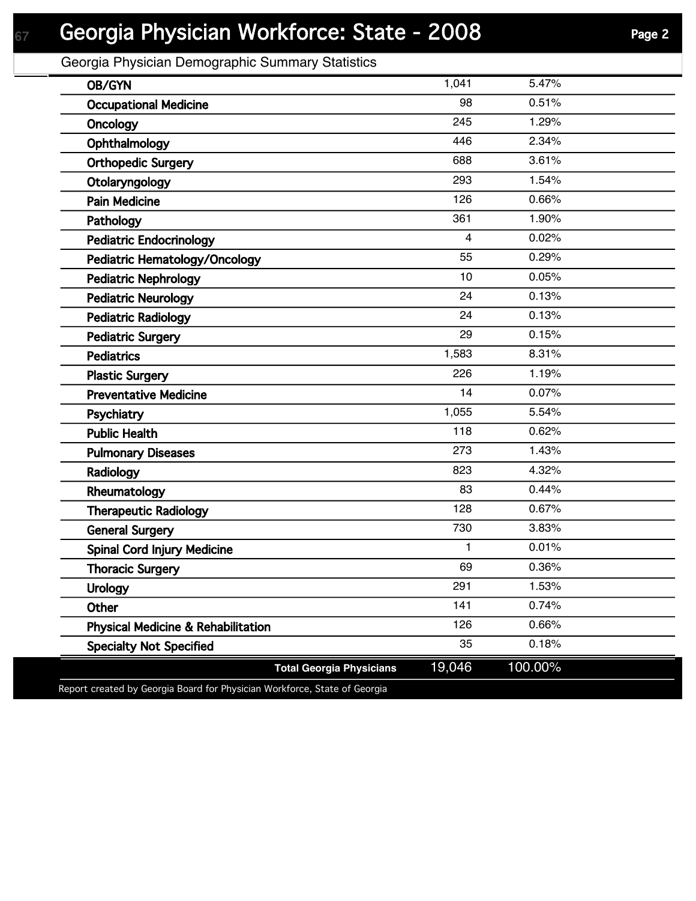# Georgia Physician Workforce: State - 2008

Georgia Physician Demographic Summary Statistics

| | | |
|---|---|---|
| OB/GYN | 1,041 | 5.47% |
| Occupational Medicine | 98 | 0.51% |
| Oncology | 245 | 1.29% |
| Ophthalmology | 446 | 2.34% |
| Orthopedic Surgery | 688 | 3.61% |
| Otolaryngology | 293 | 1.54% |
| Pain Medicine | 126 | 0.66% |
| Pathology | 361 | 1.90% |
| Pediatric Endocrinology | 4 | 0.02% |
| Pediatric Hematology/Oncology | 55 | 0.29% |
| Pediatric Nephrology | 10 | 0.05% |
| Pediatric Neurology | 24 | 0.13% |
| Pediatric Radiology | 24 | 0.13% |
| Pediatric Surgery | 29 | 0.15% |
| Pediatrics | 1,583 | 8.31% |
| Plastic Surgery | 226 | 1.19% |
| Preventative Medicine | 14 | 0.07% |
| Psychiatry | 1,055 | 5.54% |
| Public Health | 118 | 0.62% |
| Pulmonary Diseases | 273 | 1.43% |
| Radiology | 823 | 4.32% |
| Rheumatology | 83 | 0.44% |
| Therapeutic Radiology | 128 | 0.67% |
| General Surgery | 730 | 3.83% |
| Spinal Cord Injury Medicine | 1 | 0.01% |
| Thoracic Surgery | 69 | 0.36% |
| Urology | 291 | 1.53% |
| Other | 141 | 0.74% |
| Physical Medicine & Rehabilitation | 126 | 0.66% |
| Specialty Not Specified | 35 | 0.18% |
| **Total Georgia Physicians** | 19,046 | 100.00% |

Report created by Georgia Board for Physician Workforce, State of Georgia